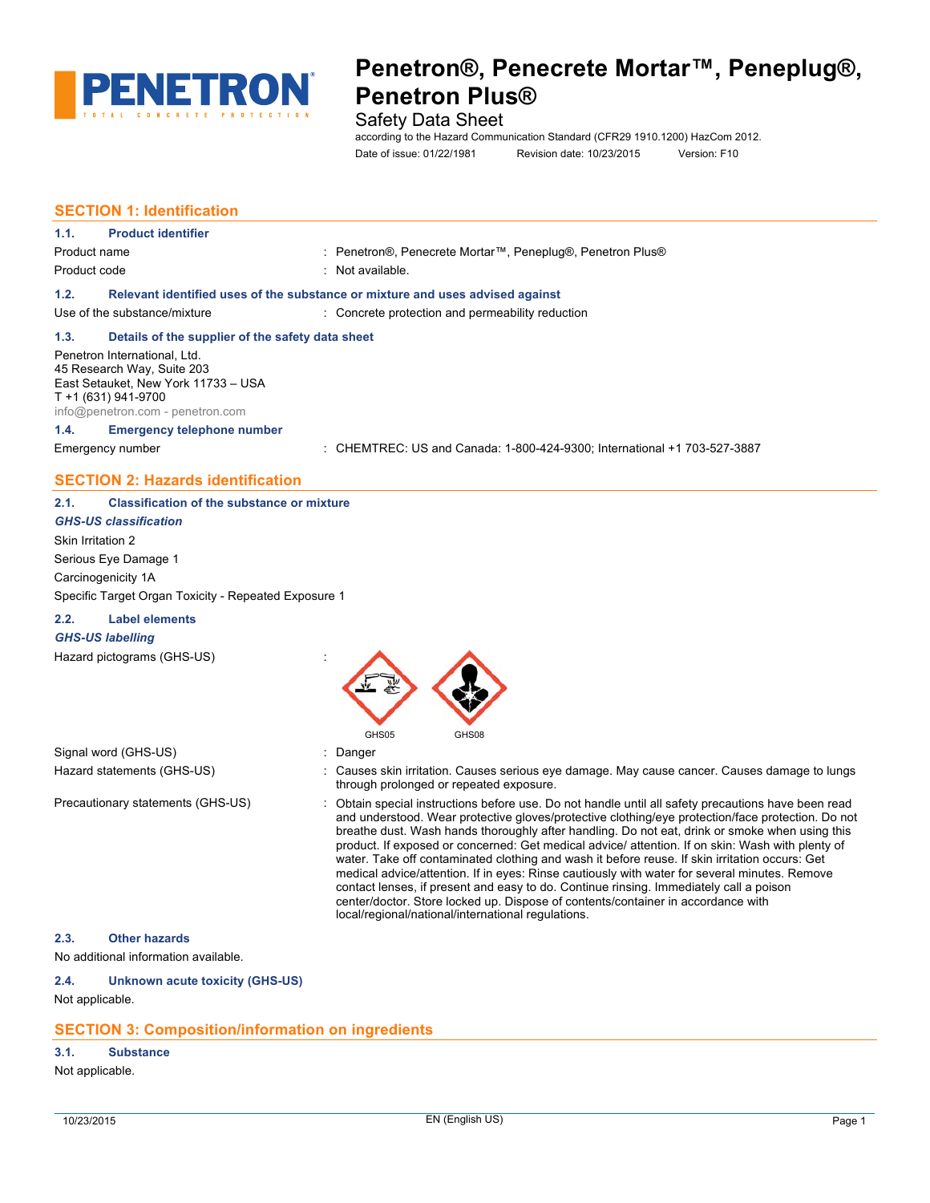# Penetron®, Penecrete Mortar™, Peneplug®, Penetron Plus®

Safety Data Sheet

according to the Hazard Communication Standard (CFR29 1910.1200) HazCom 2012.

Date of issue: 01/22/1981 Revision date: 10/23/2015 Version: F10

## SECTION 1: Identification

### 1.1. Product identifier

Product name : Penetron®, Penecrete Mortar™, Peneplug®, Penetron Plus®

Product code : Not available.

### 1.2. Relevant identified uses of the substance or mixture and uses advised against

Use of the substance/mixture : Concrete protection and permeability reduction

### 1.3. Details of the supplier of the safety data sheet

Penetron International, Ltd.
45 Research Way, Suite 203
East Setauket, New York 11733 – USA
T +1 (631) 941-9700
info@penetron.com - penetron.com

### 1.4. Emergency telephone number

Emergency number : CHEMTREC: US and Canada: 1-800-424-9300; International +1 703-527-3887

## SECTION 2: Hazards identification

### 2.1. Classification of the substance or mixture

***GHS-US classification***

Skin Irritation 2

Serious Eye Damage 1

Carcinogenicity 1A

Specific Target Organ Toxicity - Repeated Exposure 1

### 2.2. Label elements

***GHS-US labelling***

Hazard pictograms (GHS-US) :

GHS05 GHS08

Signal word (GHS-US) : Danger

Hazard statements (GHS-US) : Causes skin irritation. Causes serious eye damage. May cause cancer. Causes damage to lungs through prolonged or repeated exposure.

Precautionary statements (GHS-US) : Obtain special instructions before use. Do not handle until all safety precautions have been read and understood. Wear protective gloves/protective clothing/eye protection/face protection. Do not breathe dust. Wash hands thoroughly after handling. Do not eat, drink or smoke when using this product. If exposed or concerned: Get medical advice/ attention. If on skin: Wash with plenty of water. Take off contaminated clothing and wash it before reuse. If skin irritation occurs: Get medical advice/attention. If in eyes: Rinse cautiously with water for several minutes. Remove contact lenses, if present and easy to do. Continue rinsing. Immediately call a poison center/doctor. Store locked up. Dispose of contents/container in accordance with local/regional/national/international regulations.

### 2.3. Other hazards

No additional information available.

### 2.4. Unknown acute toxicity (GHS-US)

Not applicable.

## SECTION 3: Composition/information on ingredients

### 3.1. Substance

Not applicable.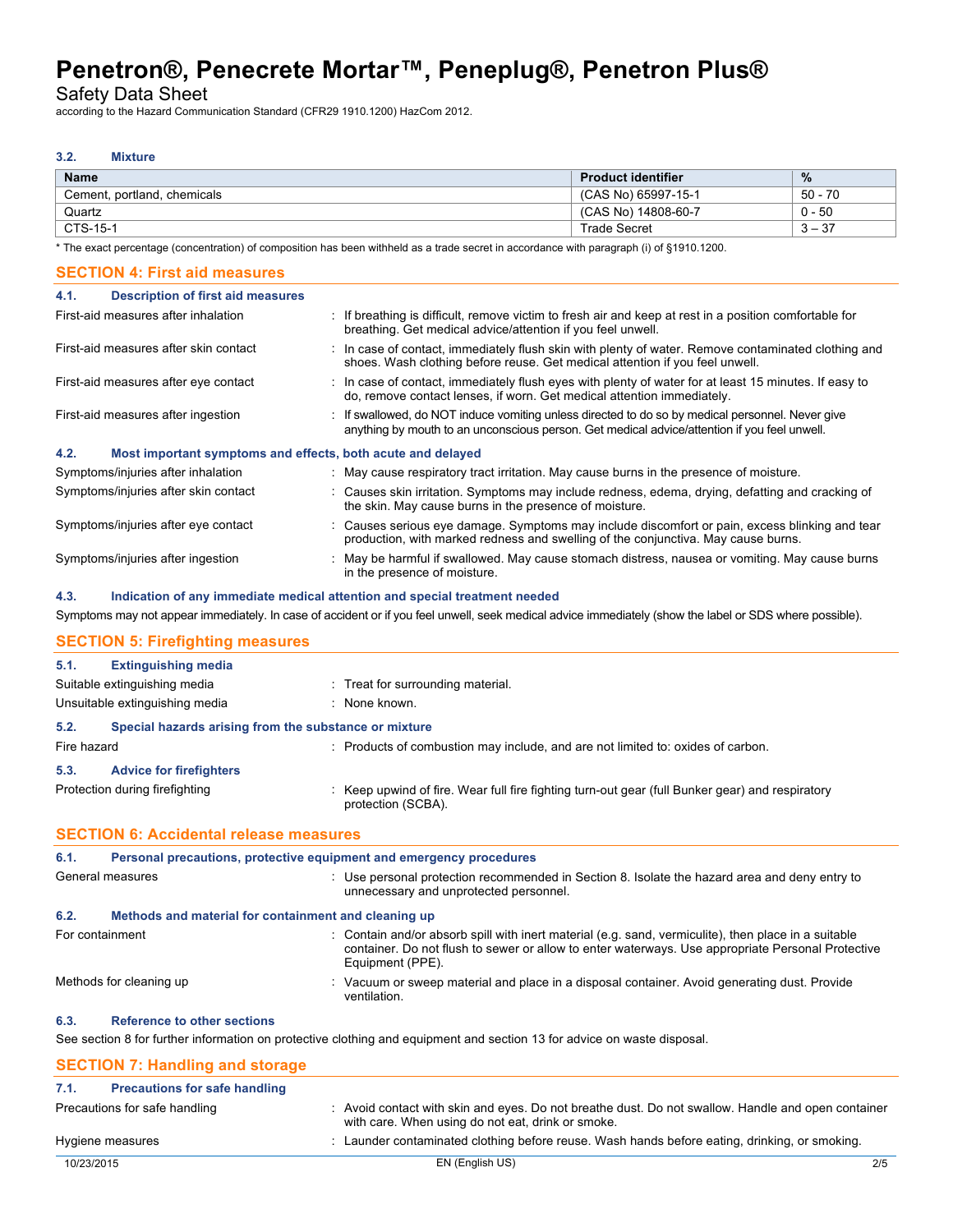### 3.2. Mixture

| Name | Product identifier | % |
|---|---|---|
| Cement, portland, chemicals | (CAS No) 65997-15-1 | 50 - 70 |
| Quartz | (CAS No) 14808-60-7 | 0 - 50 |
| CTS-15-1 | Trade Secret | 3 – 37 |

* The exact percentage (concentration) of composition has been withheld as a trade secret in accordance with paragraph (i) of §1910.1200.

## SECTION 4: First aid measures

### 4.1. Description of first aid measures

First-aid measures after inhalation : If breathing is difficult, remove victim to fresh air and keep at rest in a position comfortable for breathing. Get medical advice/attention if you feel unwell.

First-aid measures after skin contact : In case of contact, immediately flush skin with plenty of water. Remove contaminated clothing and shoes. Wash clothing before reuse. Get medical attention if you feel unwell.

First-aid measures after eye contact : In case of contact, immediately flush eyes with plenty of water for at least 15 minutes. If easy to do, remove contact lenses, if worn. Get medical attention immediately.

First-aid measures after ingestion : If swallowed, do NOT induce vomiting unless directed to do so by medical personnel. Never give anything by mouth to an unconscious person. Get medical advice/attention if you feel unwell.

### 4.2. Most important symptoms and effects, both acute and delayed

Symptoms/injuries after inhalation : May cause respiratory tract irritation. May cause burns in the presence of moisture.

Symptoms/injuries after skin contact : Causes skin irritation. Symptoms may include redness, edema, drying, defatting and cracking of the skin. May cause burns in the presence of moisture.

Symptoms/injuries after eye contact : Causes serious eye damage. Symptoms may include discomfort or pain, excess blinking and tear production, with marked redness and swelling of the conjunctiva. May cause burns.

Symptoms/injuries after ingestion : May be harmful if swallowed. May cause stomach distress, nausea or vomiting. May cause burns in the presence of moisture.

### 4.3. Indication of any immediate medical attention and special treatment needed

Symptoms may not appear immediately. In case of accident or if you feel unwell, seek medical advice immediately (show the label or SDS where possible).

## SECTION 5: Firefighting measures

### 5.1. Extinguishing media

Suitable extinguishing media : Treat for surrounding material.

Unsuitable extinguishing media : None known.

### 5.2. Special hazards arising from the substance or mixture

Fire hazard : Products of combustion may include, and are not limited to: oxides of carbon.

### 5.3. Advice for firefighters

Protection during firefighting : Keep upwind of fire. Wear full fire fighting turn-out gear (full Bunker gear) and respiratory protection (SCBA).

## SECTION 6: Accidental release measures

### 6.1. Personal precautions, protective equipment and emergency procedures

General measures : Use personal protection recommended in Section 8. Isolate the hazard area and deny entry to unnecessary and unprotected personnel.

### 6.2. Methods and material for containment and cleaning up

For containment : Contain and/or absorb spill with inert material (e.g. sand, vermiculite), then place in a suitable container. Do not flush to sewer or allow to enter waterways. Use appropriate Personal Protective Equipment (PPE).

Methods for cleaning up : Vacuum or sweep material and place in a disposal container. Avoid generating dust. Provide ventilation.

### 6.3. Reference to other sections

See section 8 for further information on protective clothing and equipment and section 13 for advice on waste disposal.

## SECTION 7: Handling and storage

### 7.1. Precautions for safe handling

Precautions for safe handling : Avoid contact with skin and eyes. Do not breathe dust. Do not swallow. Handle and open container with care. When using do not eat, drink or smoke.

Hygiene measures : Launder contaminated clothing before reuse. Wash hands before eating, drinking, or smoking.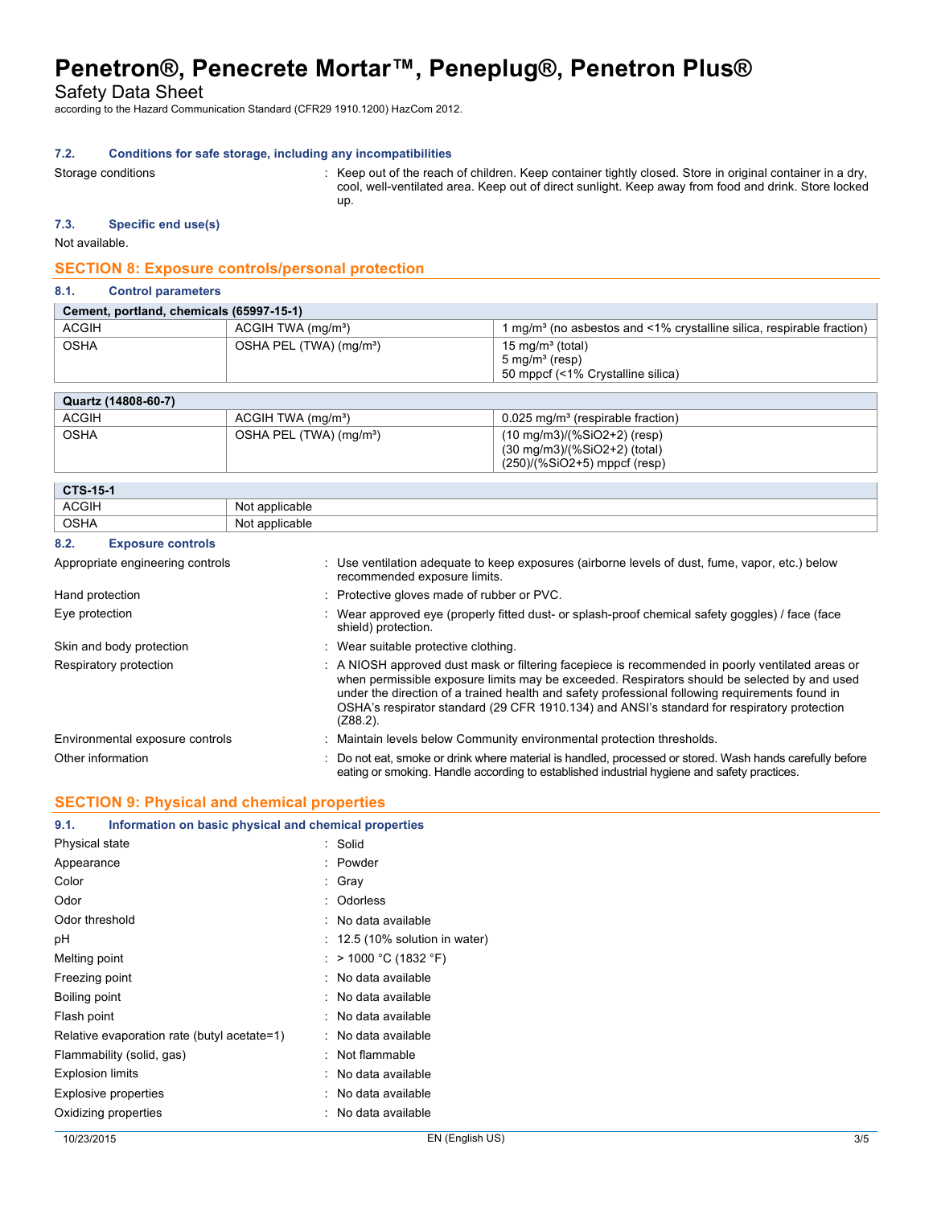### 7.2. Conditions for safe storage, including any incompatibilities

Storage conditions : Keep out of the reach of children. Keep container tightly closed. Store in original container in a dry, cool, well-ventilated area. Keep out of direct sunlight. Keep away from food and drink. Store locked up.

### 7.3. Specific end use(s)

Not available.

## SECTION 8: Exposure controls/personal protection

### 8.1. Control parameters

| Cement, portland, chemicals (65997-15-1) | | |
|---|---|---|
| ACGIH | ACGIH TWA (mg/m³) | 1 mg/m³ (no asbestos and <1% crystalline silica, respirable fraction) |
| OSHA | OSHA PEL (TWA) (mg/m³) | 15 mg/m³ (total)<br>5 mg/m³ (resp)<br>50 mppcf (<1% Crystalline silica) |

| Quartz (14808-60-7) | | |
|---|---|---|
| ACGIH | ACGIH TWA (mg/m³) | 0.025 mg/m³ (respirable fraction) |
| OSHA | OSHA PEL (TWA) (mg/m³) | (10 mg/m3)/(%SiO2+2) (resp)<br>(30 mg/m3)/(%SiO2+2) (total)<br>(250)/(%SiO2+5) mppcf (resp) |

| CTS-15-1 | |
|---|---|
| ACGIH | Not applicable |
| OSHA | Not applicable |

### 8.2. Exposure controls

Appropriate engineering controls : Use ventilation adequate to keep exposures (airborne levels of dust, fume, vapor, etc.) below recommended exposure limits.

Hand protection : Protective gloves made of rubber or PVC.

Eye protection : Wear approved eye (properly fitted dust- or splash-proof chemical safety goggles) / face (face shield) protection.

Skin and body protection : Wear suitable protective clothing.

Respiratory protection : A NIOSH approved dust mask or filtering facepiece is recommended in poorly ventilated areas or when permissible exposure limits may be exceeded. Respirators should be selected by and used under the direction of a trained health and safety professional following requirements found in OSHA's respirator standard (29 CFR 1910.134) and ANSI's standard for respiratory protection (Z88.2).

Environmental exposure controls : Maintain levels below Community environmental protection thresholds.

Other information : Do not eat, smoke or drink where material is handled, processed or stored. Wash hands carefully before eating or smoking. Handle according to established industrial hygiene and safety practices.

## SECTION 9: Physical and chemical properties

### 9.1. Information on basic physical and chemical properties

Physical state : Solid

Appearance : Powder

Color : Gray

Odor : Odorless

Odor threshold : No data available

pH : 12.5 (10% solution in water)

Melting point : > 1000 °C (1832 °F)

Freezing point : No data available

Boiling point : No data available

Flash point : No data available

Relative evaporation rate (butyl acetate=1) : No data available

Flammability (solid, gas) : Not flammable

Explosion limits : No data available

Explosive properties : No data available

Oxidizing properties : No data available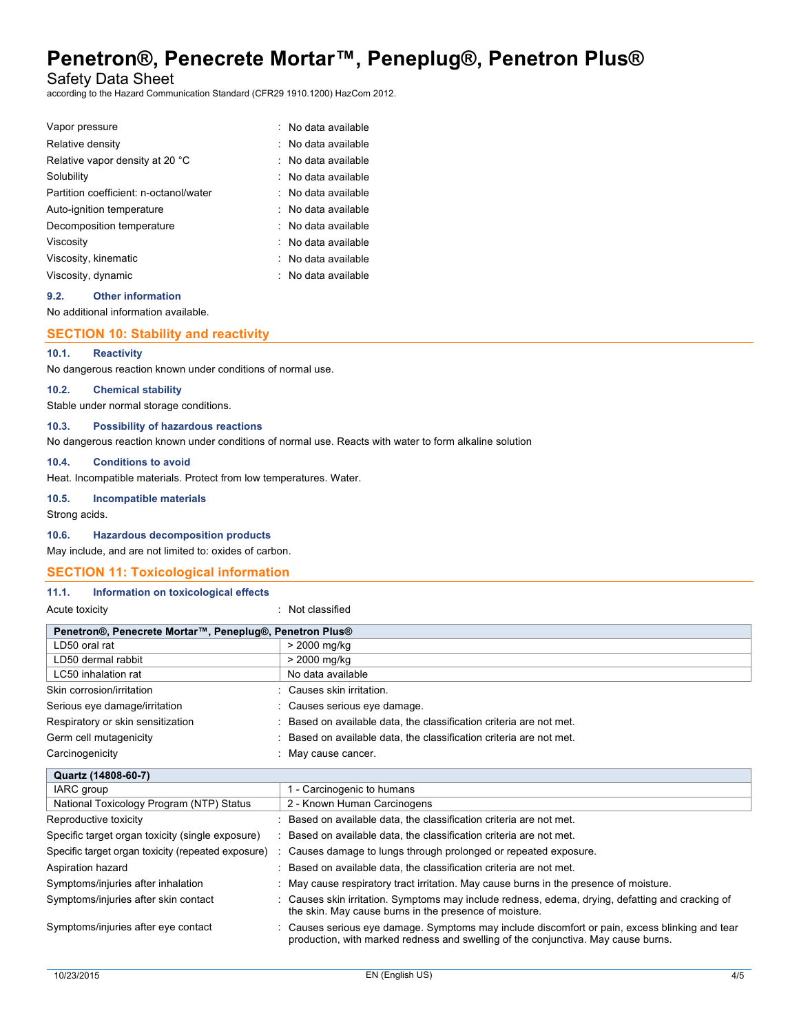| | |
|---|---|
| Vapor pressure | : No data available |
| Relative density | : No data available |
| Relative vapor density at 20 °C | : No data available |
| Solubility | : No data available |
| Partition coefficient: n-octanol/water | : No data available |
| Auto-ignition temperature | : No data available |
| Decomposition temperature | : No data available |
| Viscosity | : No data available |
| Viscosity, kinematic | : No data available |
| Viscosity, dynamic | : No data available |

### 9.2. Other information

No additional information available.

## SECTION 10: Stability and reactivity

### 10.1. Reactivity

No dangerous reaction known under conditions of normal use.

### 10.2. Chemical stability

Stable under normal storage conditions.

### 10.3. Possibility of hazardous reactions

No dangerous reaction known under conditions of normal use. Reacts with water to form alkaline solution

### 10.4. Conditions to avoid

Heat. Incompatible materials. Protect from low temperatures. Water.

### 10.5. Incompatible materials

Strong acids.

### 10.6. Hazardous decomposition products

May include, and are not limited to: oxides of carbon.

## SECTION 11: Toxicological information

### 11.1. Information on toxicological effects

Acute toxicity : Not classified

| Penetron®, Penecrete Mortar™, Peneplug®, Penetron Plus® | |
|---|---|
| LD50 oral rat | > 2000 mg/kg |
| LD50 dermal rabbit | > 2000 mg/kg |
| LC50 inhalation rat | No data available |

| | |
|---|---|
| Skin corrosion/irritation | : Causes skin irritation. |
| Serious eye damage/irritation | : Causes serious eye damage. |
| Respiratory or skin sensitization | : Based on available data, the classification criteria are not met. |
| Germ cell mutagenicity | : Based on available data, the classification criteria are not met. |
| Carcinogenicity | : May cause cancer. |

| Quartz (14808-60-7) | |
|---|---|
| IARC group | 1 - Carcinogenic to humans |
| National Toxicology Program (NTP) Status | 2 - Known Human Carcinogens |

| | |
|---|---|
| Reproductive toxicity | : Based on available data, the classification criteria are not met. |
| Specific target organ toxicity (single exposure) | : Based on available data, the classification criteria are not met. |
| Specific target organ toxicity (repeated exposure) | : Causes damage to lungs through prolonged or repeated exposure. |
| Aspiration hazard | : Based on available data, the classification criteria are not met. |
| Symptoms/injuries after inhalation | : May cause respiratory tract irritation. May cause burns in the presence of moisture. |
| Symptoms/injuries after skin contact | : Causes skin irritation. Symptoms may include redness, edema, drying, defatting and cracking of the skin. May cause burns in the presence of moisture. |
| Symptoms/injuries after eye contact | : Causes serious eye damage. Symptoms may include discomfort or pain, excess blinking and tear production, with marked redness and swelling of the conjunctiva. May cause burns. |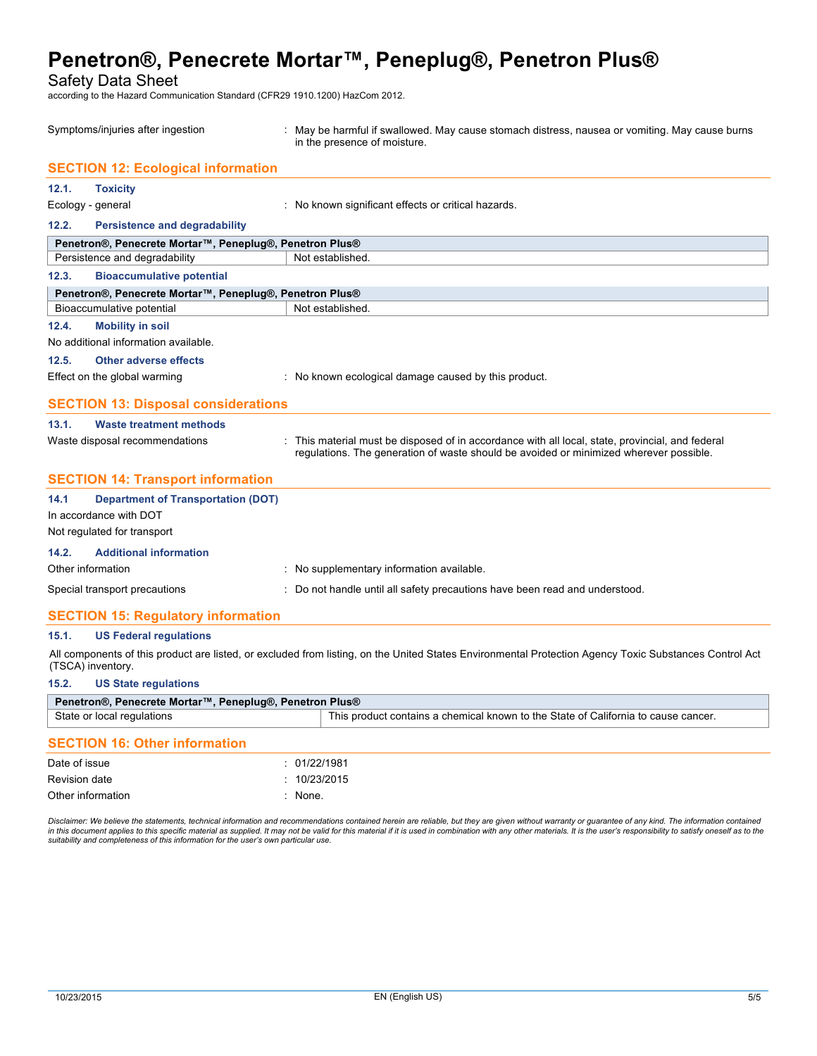Symptoms/injuries after ingestion : May be harmful if swallowed. May cause stomach distress, nausea or vomiting. May cause burns in the presence of moisture.

## SECTION 12: Ecological information

### 12.1. Toxicity

Ecology - general : No known significant effects or critical hazards.

### 12.2. Persistence and degradability

| Penetron®, Penecrete Mortar™, Peneplug®, Penetron Plus® | |
|---|---|
| Persistence and degradability | Not established. |

### 12.3. Bioaccumulative potential

| Penetron®, Penecrete Mortar™, Peneplug®, Penetron Plus® | |
|---|---|
| Bioaccumulative potential | Not established. |

### 12.4. Mobility in soil

No additional information available.

### 12.5. Other adverse effects

Effect on the global warming : No known ecological damage caused by this product.

## SECTION 13: Disposal considerations

### 13.1. Waste treatment methods

Waste disposal recommendations : This material must be disposed of in accordance with all local, state, provincial, and federal regulations. The generation of waste should be avoided or minimized wherever possible.

## SECTION 14: Transport information

### 14.1 Department of Transportation (DOT)

In accordance with DOT

Not regulated for transport

### 14.2. Additional information

Other information : No supplementary information available.

Special transport precautions : Do not handle until all safety precautions have been read and understood.

## SECTION 15: Regulatory information

### 15.1. US Federal regulations

All components of this product are listed, or excluded from listing, on the United States Environmental Protection Agency Toxic Substances Control Act (TSCA) inventory.

### 15.2. US State regulations

| Penetron®, Penecrete Mortar™, Peneplug®, Penetron Plus® | |
|---|---|
| State or local regulations | This product contains a chemical known to the State of California to cause cancer. |

## SECTION 16: Other information

Date of issue : 01/22/1981

Revision date : 10/23/2015

Other information : None.

*Disclaimer: We believe the statements, technical information and recommendations contained herein are reliable, but they are given without warranty or guarantee of any kind. The information contained in this document applies to this specific material as supplied. It may not be valid for this material if it is used in combination with any other materials. It is the user's responsibility to satisfy oneself as to the suitability and completeness of this information for the user's own particular use.*